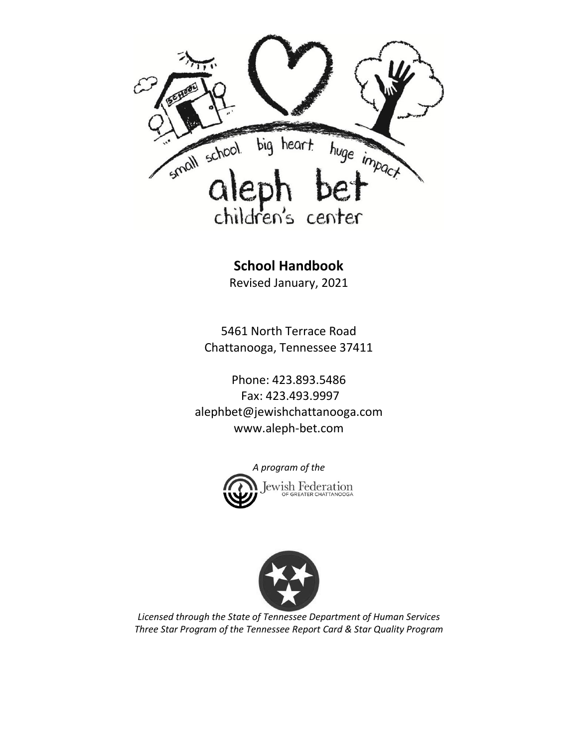small school. big heart. huge impact.

aleph bet
children's center

**School Handbook**
Revised January, 2021

5461 North Terrace Road
Chattanooga, Tennessee 37411

Phone: 423.893.5486
Fax: 423.493.9997
alephbet@jewishchattanooga.com
www.aleph-bet.com

*A program of the*
Jewish Federation
OF GREATER CHATTANOOGA

*Licensed through the State of Tennessee Department of Human Services*
*Three Star Program of the Tennessee Report Card & Star Quality Program*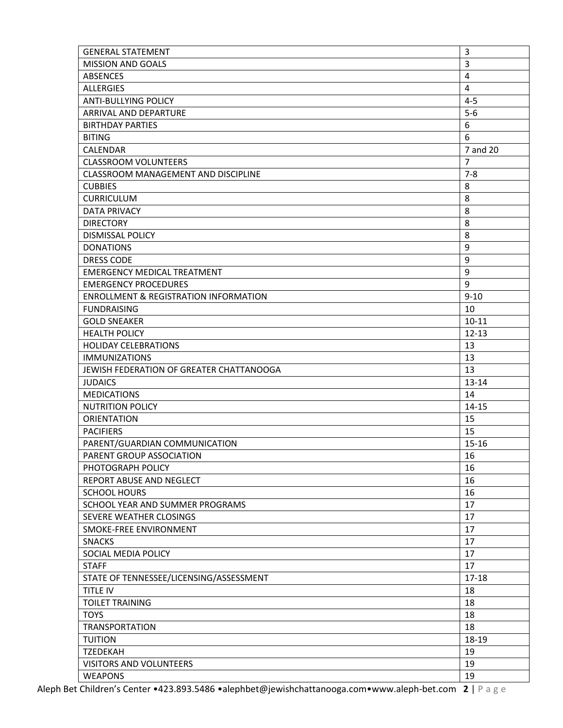| GENERAL STATEMENT | 3 |
|---|---|
| MISSION AND GOALS | 3 |
| ABSENCES | 4 |
| ALLERGIES | 4 |
| ANTI-BULLYING POLICY | 4-5 |
| ARRIVAL AND DEPARTURE | 5-6 |
| BIRTHDAY PARTIES | 6 |
| BITING | 6 |
| CALENDAR | 7 and 20 |
| CLASSROOM VOLUNTEERS | 7 |
| CLASSROOM MANAGEMENT AND DISCIPLINE | 7-8 |
| CUBBIES | 8 |
| CURRICULUM | 8 |
| DATA PRIVACY | 8 |
| DIRECTORY | 8 |
| DISMISSAL POLICY | 8 |
| DONATIONS | 9 |
| DRESS CODE | 9 |
| EMERGENCY MEDICAL TREATMENT | 9 |
| EMERGENCY PROCEDURES | 9 |
| ENROLLMENT & REGISTRATION INFORMATION | 9-10 |
| FUNDRAISING | 10 |
| GOLD SNEAKER | 10-11 |
| HEALTH POLICY | 12-13 |
| HOLIDAY CELEBRATIONS | 13 |
| IMMUNIZATIONS | 13 |
| JEWISH FEDERATION OF GREATER CHATTANOOGA | 13 |
| JUDAICS | 13-14 |
| MEDICATIONS | 14 |
| NUTRITION POLICY | 14-15 |
| ORIENTATION | 15 |
| PACIFIERS | 15 |
| PARENT/GUARDIAN COMMUNICATION | 15-16 |
| PARENT GROUP ASSOCIATION | 16 |
| PHOTOGRAPH POLICY | 16 |
| REPORT ABUSE AND NEGLECT | 16 |
| SCHOOL HOURS | 16 |
| SCHOOL YEAR AND SUMMER PROGRAMS | 17 |
| SEVERE WEATHER CLOSINGS | 17 |
| SMOKE-FREE ENVIRONMENT | 17 |
| SNACKS | 17 |
| SOCIAL MEDIA POLICY | 17 |
| STAFF | 17 |
| STATE OF TENNESSEE/LICENSING/ASSESSMENT | 17-18 |
| TITLE IV | 18 |
| TOILET TRAINING | 18 |
| TOYS | 18 |
| TRANSPORTATION | 18 |
| TUITION | 18-19 |
| TZEDEKAH | 19 |
| VISITORS AND VOLUNTEERS | 19 |
| WEAPONS | 19 |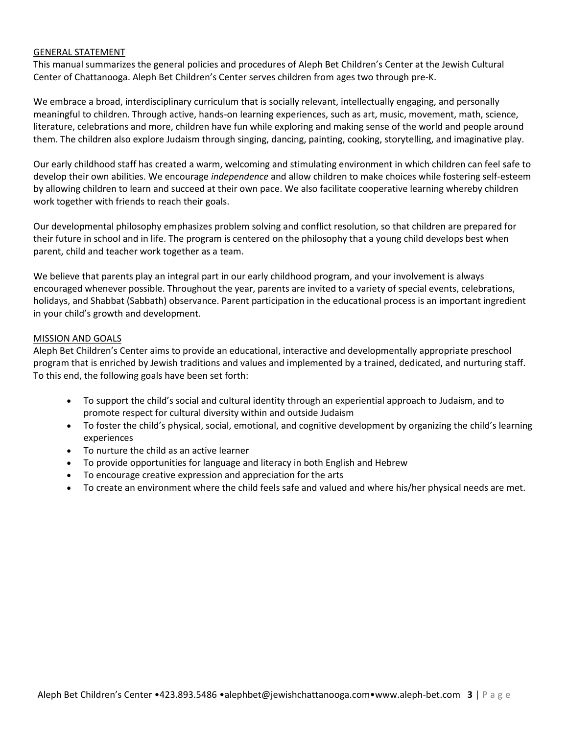## GENERAL STATEMENT

This manual summarizes the general policies and procedures of Aleph Bet Children's Center at the Jewish Cultural Center of Chattanooga. Aleph Bet Children's Center serves children from ages two through pre-K.

We embrace a broad, interdisciplinary curriculum that is socially relevant, intellectually engaging, and personally meaningful to children. Through active, hands-on learning experiences, such as art, music, movement, math, science, literature, celebrations and more, children have fun while exploring and making sense of the world and people around them. The children also explore Judaism through singing, dancing, painting, cooking, storytelling, and imaginative play.

Our early childhood staff has created a warm, welcoming and stimulating environment in which children can feel safe to develop their own abilities. We encourage *independence* and allow children to make choices while fostering self-esteem by allowing children to learn and succeed at their own pace. We also facilitate cooperative learning whereby children work together with friends to reach their goals.

Our developmental philosophy emphasizes problem solving and conflict resolution, so that children are prepared for their future in school and in life. The program is centered on the philosophy that a young child develops best when parent, child and teacher work together as a team.

We believe that parents play an integral part in our early childhood program, and your involvement is always encouraged whenever possible. Throughout the year, parents are invited to a variety of special events, celebrations, holidays, and Shabbat (Sabbath) observance. Parent participation in the educational process is an important ingredient in your child's growth and development.

## MISSION AND GOALS

Aleph Bet Children's Center aims to provide an educational, interactive and developmentally appropriate preschool program that is enriched by Jewish traditions and values and implemented by a trained, dedicated, and nurturing staff. To this end, the following goals have been set forth:

- To support the child's social and cultural identity through an experiential approach to Judaism, and to promote respect for cultural diversity within and outside Judaism
- To foster the child's physical, social, emotional, and cognitive development by organizing the child's learning experiences
- To nurture the child as an active learner
- To provide opportunities for language and literacy in both English and Hebrew
- To encourage creative expression and appreciation for the arts
- To create an environment where the child feels safe and valued and where his/her physical needs are met.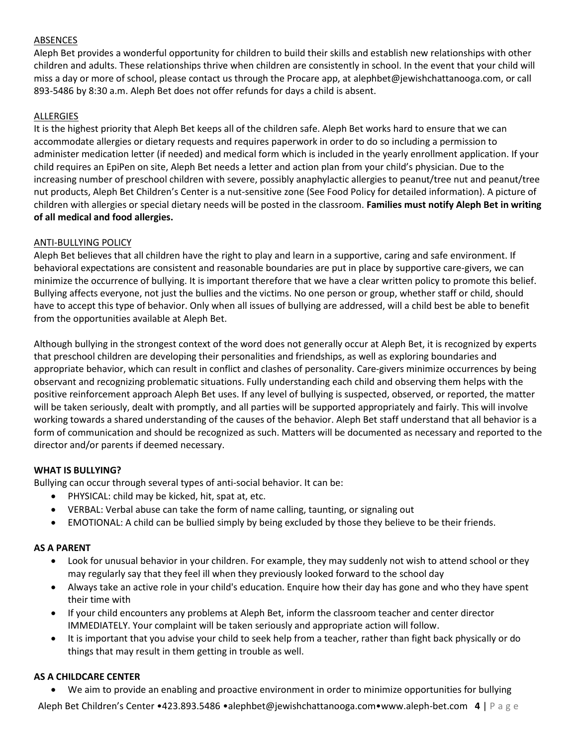## ABSENCES

Aleph Bet provides a wonderful opportunity for children to build their skills and establish new relationships with other children and adults. These relationships thrive when children are consistently in school. In the event that your child will miss a day or more of school, please contact us through the Procare app, at alephbet@jewishchattanooga.com, or call 893-5486 by 8:30 a.m. Aleph Bet does not offer refunds for days a child is absent.

## ALLERGIES

It is the highest priority that Aleph Bet keeps all of the children safe. Aleph Bet works hard to ensure that we can accommodate allergies or dietary requests and requires paperwork in order to do so including a permission to administer medication letter (if needed) and medical form which is included in the yearly enrollment application. If your child requires an EpiPen on site, Aleph Bet needs a letter and action plan from your child's physician. Due to the increasing number of preschool children with severe, possibly anaphylactic allergies to peanut/tree nut and peanut/tree nut products, Aleph Bet Children's Center is a nut-sensitive zone (See Food Policy for detailed information). A picture of children with allergies or special dietary needs will be posted in the classroom. **Families must notify Aleph Bet in writing of all medical and food allergies.**

## ANTI-BULLYING POLICY

Aleph Bet believes that all children have the right to play and learn in a supportive, caring and safe environment. If behavioral expectations are consistent and reasonable boundaries are put in place by supportive care-givers, we can minimize the occurrence of bullying. It is important therefore that we have a clear written policy to promote this belief. Bullying affects everyone, not just the bullies and the victims. No one person or group, whether staff or child, should have to accept this type of behavior. Only when all issues of bullying are addressed, will a child best be able to benefit from the opportunities available at Aleph Bet.

Although bullying in the strongest context of the word does not generally occur at Aleph Bet, it is recognized by experts that preschool children are developing their personalities and friendships, as well as exploring boundaries and appropriate behavior, which can result in conflict and clashes of personality. Care-givers minimize occurrences by being observant and recognizing problematic situations. Fully understanding each child and observing them helps with the positive reinforcement approach Aleph Bet uses. If any level of bullying is suspected, observed, or reported, the matter will be taken seriously, dealt with promptly, and all parties will be supported appropriately and fairly. This will involve working towards a shared understanding of the causes of the behavior. Aleph Bet staff understand that all behavior is a form of communication and should be recognized as such. Matters will be documented as necessary and reported to the director and/or parents if deemed necessary.

### WHAT IS BULLYING?

Bullying can occur through several types of anti-social behavior. It can be:

- PHYSICAL: child may be kicked, hit, spat at, etc.
- VERBAL: Verbal abuse can take the form of name calling, taunting, or signaling out
- EMOTIONAL: A child can be bullied simply by being excluded by those they believe to be their friends.

### AS A PARENT

- Look for unusual behavior in your children. For example, they may suddenly not wish to attend school or they may regularly say that they feel ill when they previously looked forward to the school day
- Always take an active role in your child's education. Enquire how their day has gone and who they have spent their time with
- If your child encounters any problems at Aleph Bet, inform the classroom teacher and center director IMMEDIATELY. Your complaint will be taken seriously and appropriate action will follow.
- It is important that you advise your child to seek help from a teacher, rather than fight back physically or do things that may result in them getting in trouble as well.

### AS A CHILDCARE CENTER

- We aim to provide an enabling and proactive environment in order to minimize opportunities for bullying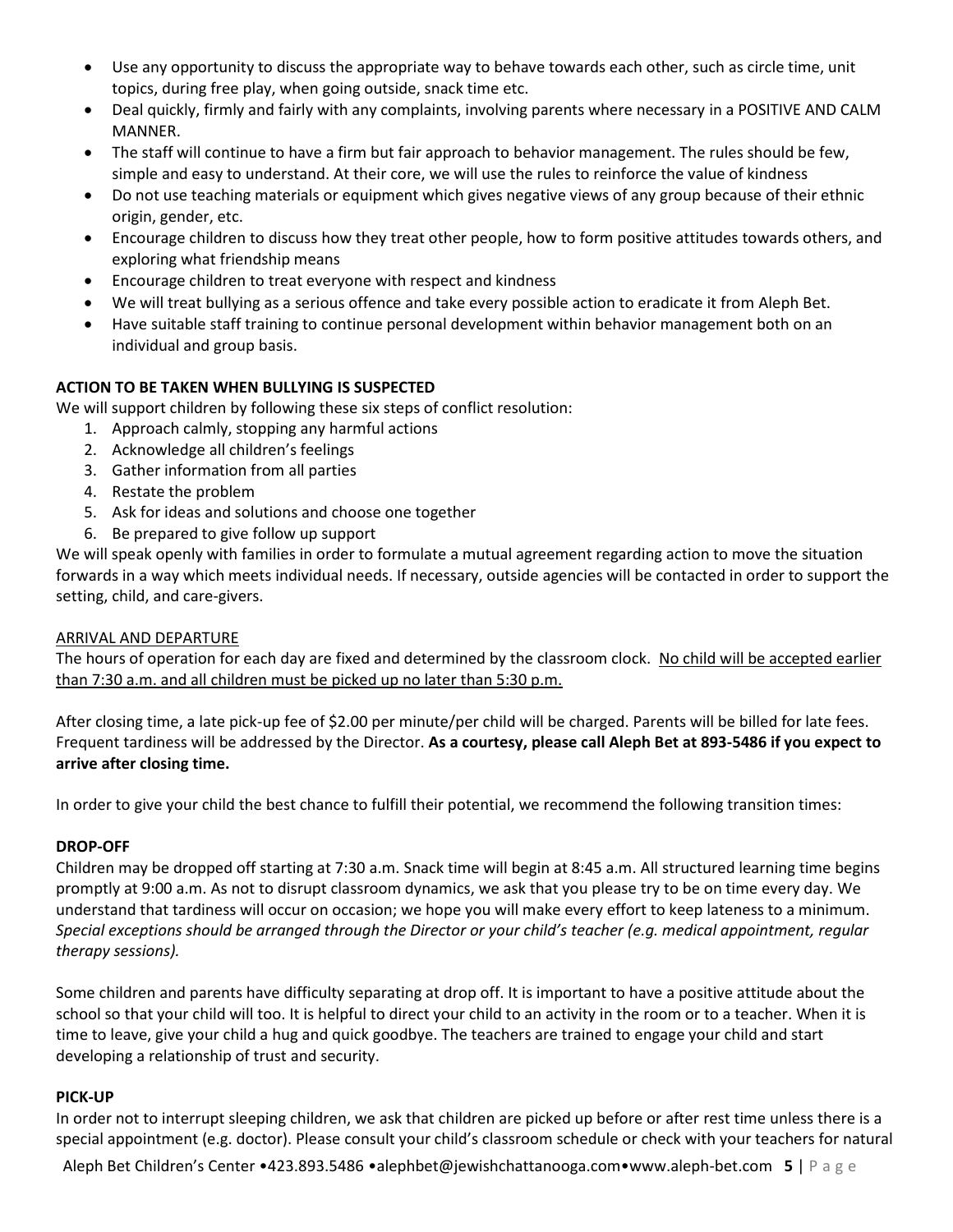- Use any opportunity to discuss the appropriate way to behave towards each other, such as circle time, unit topics, during free play, when going outside, snack time etc.
- Deal quickly, firmly and fairly with any complaints, involving parents where necessary in a POSITIVE AND CALM MANNER.
- The staff will continue to have a firm but fair approach to behavior management. The rules should be few, simple and easy to understand. At their core, we will use the rules to reinforce the value of kindness
- Do not use teaching materials or equipment which gives negative views of any group because of their ethnic origin, gender, etc.
- Encourage children to discuss how they treat other people, how to form positive attitudes towards others, and exploring what friendship means
- Encourage children to treat everyone with respect and kindness
- We will treat bullying as a serious offence and take every possible action to eradicate it from Aleph Bet.
- Have suitable staff training to continue personal development within behavior management both on an individual and group basis.

**ACTION TO BE TAKEN WHEN BULLYING IS SUSPECTED**

We will support children by following these six steps of conflict resolution:

1. Approach calmly, stopping any harmful actions
2. Acknowledge all children's feelings
3. Gather information from all parties
4. Restate the problem
5. Ask for ideas and solutions and choose one together
6. Be prepared to give follow up support

We will speak openly with families in order to formulate a mutual agreement regarding action to move the situation forwards in a way which meets individual needs. If necessary, outside agencies will be contacted in order to support the setting, child, and care-givers.

ARRIVAL AND DEPARTURE

The hours of operation for each day are fixed and determined by the classroom clock. No child will be accepted earlier than 7:30 a.m. and all children must be picked up no later than 5:30 p.m.

After closing time, a late pick-up fee of $2.00 per minute/per child will be charged. Parents will be billed for late fees. Frequent tardiness will be addressed by the Director. **As a courtesy, please call Aleph Bet at 893-5486 if you expect to arrive after closing time.**

In order to give your child the best chance to fulfill their potential, we recommend the following transition times:

**DROP-OFF**

Children may be dropped off starting at 7:30 a.m. Snack time will begin at 8:45 a.m. All structured learning time begins promptly at 9:00 a.m. As not to disrupt classroom dynamics, we ask that you please try to be on time every day. We understand that tardiness will occur on occasion; we hope you will make every effort to keep lateness to a minimum. *Special exceptions should be arranged through the Director or your child's teacher (e.g. medical appointment, regular therapy sessions).*

Some children and parents have difficulty separating at drop off. It is important to have a positive attitude about the school so that your child will too. It is helpful to direct your child to an activity in the room or to a teacher. When it is time to leave, give your child a hug and quick goodbye. The teachers are trained to engage your child and start developing a relationship of trust and security.

**PICK-UP**

In order not to interrupt sleeping children, we ask that children are picked up before or after rest time unless there is a special appointment (e.g. doctor). Please consult your child's classroom schedule or check with your teachers for natural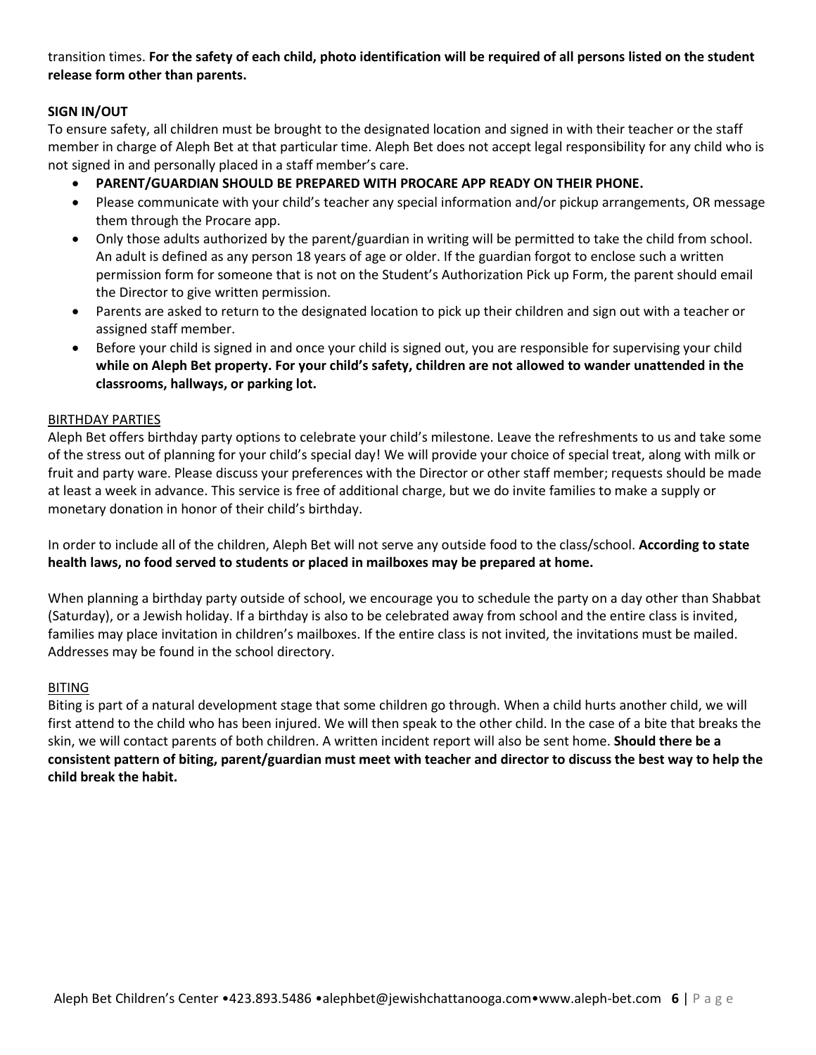transition times. **For the safety of each child, photo identification will be required of all persons listed on the student release form other than parents.**

**SIGN IN/OUT**

To ensure safety, all children must be brought to the designated location and signed in with their teacher or the staff member in charge of Aleph Bet at that particular time. Aleph Bet does not accept legal responsibility for any child who is not signed in and personally placed in a staff member's care.

- **PARENT/GUARDIAN SHOULD BE PREPARED WITH PROCARE APP READY ON THEIR PHONE.**
- Please communicate with your child's teacher any special information and/or pickup arrangements, OR message them through the Procare app.
- Only those adults authorized by the parent/guardian in writing will be permitted to take the child from school. An adult is defined as any person 18 years of age or older. If the guardian forgot to enclose such a written permission form for someone that is not on the Student's Authorization Pick up Form, the parent should email the Director to give written permission.
- Parents are asked to return to the designated location to pick up their children and sign out with a teacher or assigned staff member.
- Before your child is signed in and once your child is signed out, you are responsible for supervising your child **while on Aleph Bet property. For your child's safety, children are not allowed to wander unattended in the classrooms, hallways, or parking lot.**

<u>BIRTHDAY PARTIES</u>

Aleph Bet offers birthday party options to celebrate your child's milestone. Leave the refreshments to us and take some of the stress out of planning for your child's special day! We will provide your choice of special treat, along with milk or fruit and party ware. Please discuss your preferences with the Director or other staff member; requests should be made at least a week in advance. This service is free of additional charge, but we do invite families to make a supply or monetary donation in honor of their child's birthday.

In order to include all of the children, Aleph Bet will not serve any outside food to the class/school. **According to state health laws, no food served to students or placed in mailboxes may be prepared at home.**

When planning a birthday party outside of school, we encourage you to schedule the party on a day other than Shabbat (Saturday), or a Jewish holiday. If a birthday is also to be celebrated away from school and the entire class is invited, families may place invitation in children's mailboxes. If the entire class is not invited, the invitations must be mailed. Addresses may be found in the school directory.

<u>BITING</u>

Biting is part of a natural development stage that some children go through. When a child hurts another child, we will first attend to the child who has been injured. We will then speak to the other child. In the case of a bite that breaks the skin, we will contact parents of both children. A written incident report will also be sent home. **Should there be a consistent pattern of biting, parent/guardian must meet with teacher and director to discuss the best way to help the child break the habit.**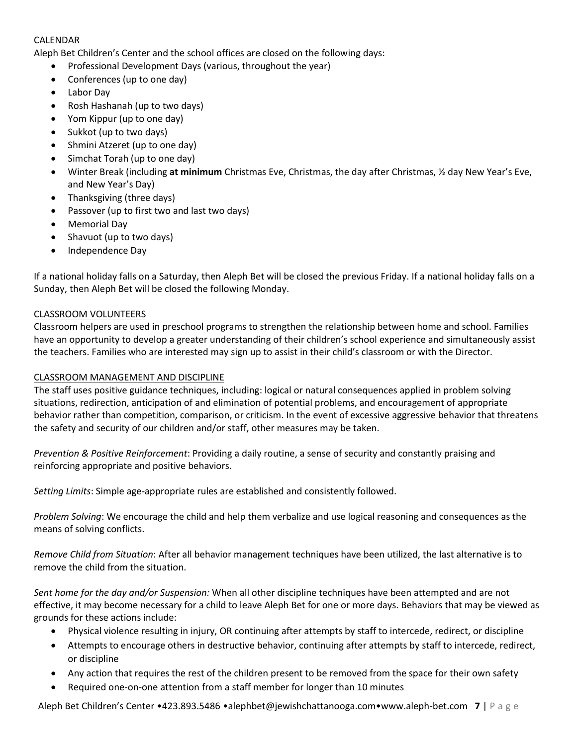## CALENDAR

Aleph Bet Children's Center and the school offices are closed on the following days:

- Professional Development Days (various, throughout the year)
- Conferences (up to one day)
- Labor Day
- Rosh Hashanah (up to two days)
- Yom Kippur (up to one day)
- Sukkot (up to two days)
- Shmini Atzeret (up to one day)
- Simchat Torah (up to one day)
- Winter Break (including **at minimum** Christmas Eve, Christmas, the day after Christmas, ½ day New Year's Eve, and New Year's Day)
- Thanksgiving (three days)
- Passover (up to first two and last two days)
- Memorial Day
- Shavuot (up to two days)
- Independence Day

If a national holiday falls on a Saturday, then Aleph Bet will be closed the previous Friday. If a national holiday falls on a Sunday, then Aleph Bet will be closed the following Monday.

## CLASSROOM VOLUNTEERS

Classroom helpers are used in preschool programs to strengthen the relationship between home and school. Families have an opportunity to develop a greater understanding of their children's school experience and simultaneously assist the teachers. Families who are interested may sign up to assist in their child's classroom or with the Director.

## CLASSROOM MANAGEMENT AND DISCIPLINE

The staff uses positive guidance techniques, including: logical or natural consequences applied in problem solving situations, redirection, anticipation of and elimination of potential problems, and encouragement of appropriate behavior rather than competition, comparison, or criticism. In the event of excessive aggressive behavior that threatens the safety and security of our children and/or staff, other measures may be taken.

*Prevention & Positive Reinforcement*: Providing a daily routine, a sense of security and constantly praising and reinforcing appropriate and positive behaviors.

*Setting Limits*: Simple age-appropriate rules are established and consistently followed.

*Problem Solving*: We encourage the child and help them verbalize and use logical reasoning and consequences as the means of solving conflicts.

*Remove Child from Situation*: After all behavior management techniques have been utilized, the last alternative is to remove the child from the situation.

*Sent home for the day and/or Suspension:* When all other discipline techniques have been attempted and are not effective, it may become necessary for a child to leave Aleph Bet for one or more days. Behaviors that may be viewed as grounds for these actions include:

- Physical violence resulting in injury, OR continuing after attempts by staff to intercede, redirect, or discipline
- Attempts to encourage others in destructive behavior, continuing after attempts by staff to intercede, redirect, or discipline
- Any action that requires the rest of the children present to be removed from the space for their own safety
- Required one-on-one attention from a staff member for longer than 10 minutes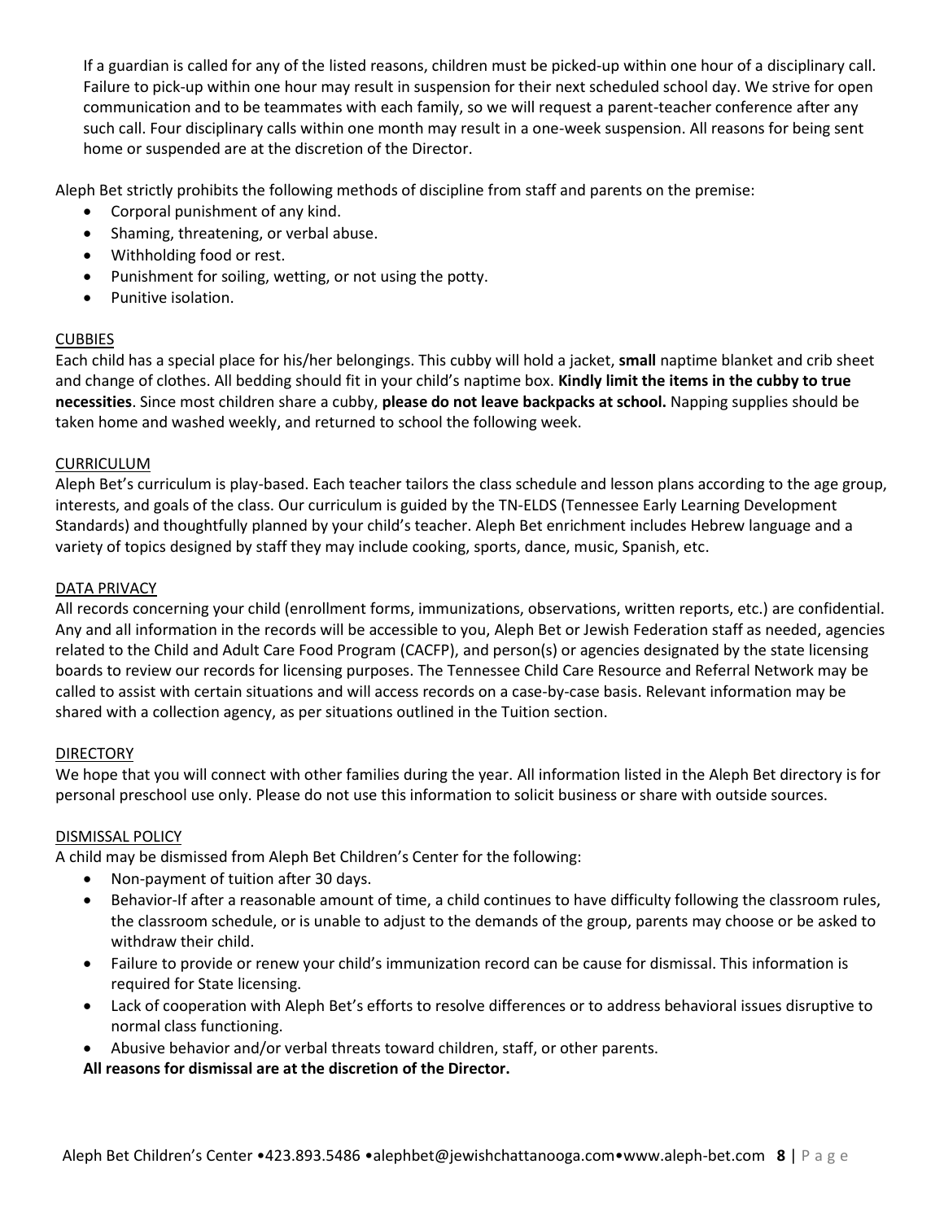If a guardian is called for any of the listed reasons, children must be picked-up within one hour of a disciplinary call. Failure to pick-up within one hour may result in suspension for their next scheduled school day. We strive for open communication and to be teammates with each family, so we will request a parent-teacher conference after any such call. Four disciplinary calls within one month may result in a one-week suspension. All reasons for being sent home or suspended are at the discretion of the Director.

Aleph Bet strictly prohibits the following methods of discipline from staff and parents on the premise:

- Corporal punishment of any kind.
- Shaming, threatening, or verbal abuse.
- Withholding food or rest.
- Punishment for soiling, wetting, or not using the potty.
- Punitive isolation.

## CUBBIES

Each child has a special place for his/her belongings. This cubby will hold a jacket, **small** naptime blanket and crib sheet and change of clothes. All bedding should fit in your child's naptime box. **Kindly limit the items in the cubby to true necessities**. Since most children share a cubby, **please do not leave backpacks at school.** Napping supplies should be taken home and washed weekly, and returned to school the following week.

## CURRICULUM

Aleph Bet's curriculum is play-based. Each teacher tailors the class schedule and lesson plans according to the age group, interests, and goals of the class. Our curriculum is guided by the TN-ELDS (Tennessee Early Learning Development Standards) and thoughtfully planned by your child's teacher. Aleph Bet enrichment includes Hebrew language and a variety of topics designed by staff they may include cooking, sports, dance, music, Spanish, etc.

## DATA PRIVACY

All records concerning your child (enrollment forms, immunizations, observations, written reports, etc.) are confidential. Any and all information in the records will be accessible to you, Aleph Bet or Jewish Federation staff as needed, agencies related to the Child and Adult Care Food Program (CACFP), and person(s) or agencies designated by the state licensing boards to review our records for licensing purposes. The Tennessee Child Care Resource and Referral Network may be called to assist with certain situations and will access records on a case-by-case basis. Relevant information may be shared with a collection agency, as per situations outlined in the Tuition section.

## DIRECTORY

We hope that you will connect with other families during the year. All information listed in the Aleph Bet directory is for personal preschool use only. Please do not use this information to solicit business or share with outside sources.

## DISMISSAL POLICY

A child may be dismissed from Aleph Bet Children's Center for the following:

- Non-payment of tuition after 30 days.
- Behavior-If after a reasonable amount of time, a child continues to have difficulty following the classroom rules, the classroom schedule, or is unable to adjust to the demands of the group, parents may choose or be asked to withdraw their child.
- Failure to provide or renew your child's immunization record can be cause for dismissal. This information is required for State licensing.
- Lack of cooperation with Aleph Bet's efforts to resolve differences or to address behavioral issues disruptive to normal class functioning.
- Abusive behavior and/or verbal threats toward children, staff, or other parents.

**All reasons for dismissal are at the discretion of the Director.**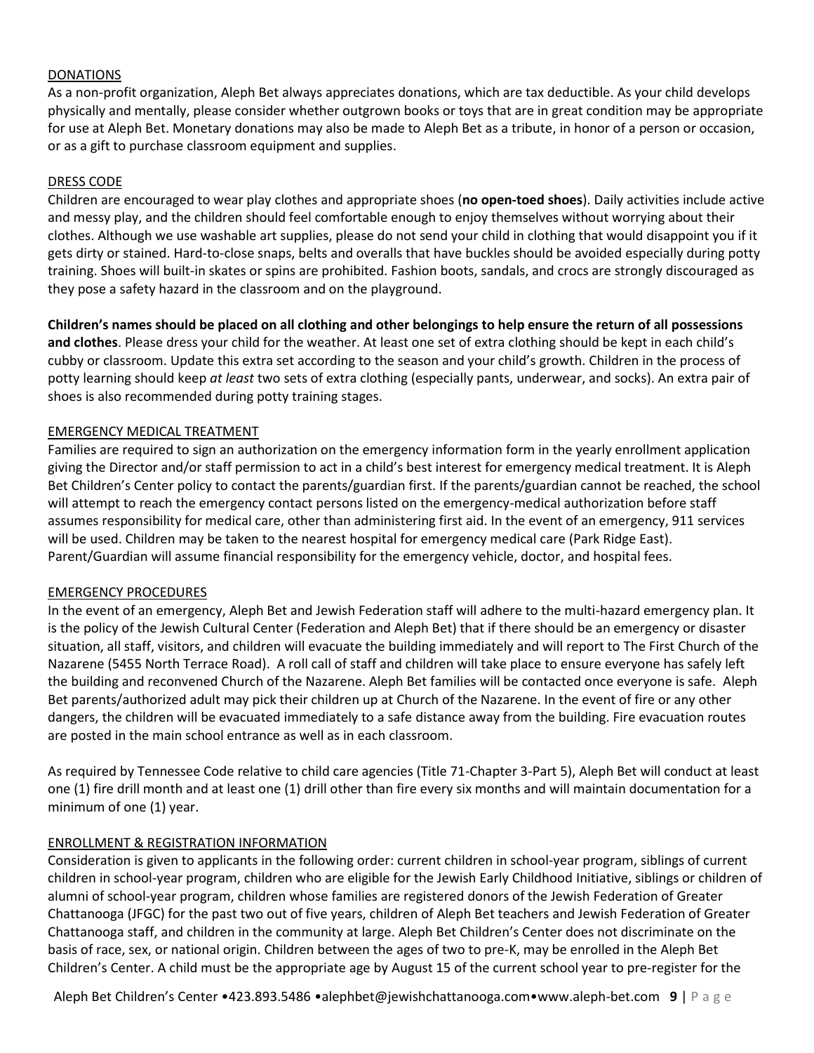DONATIONS

As a non-profit organization, Aleph Bet always appreciates donations, which are tax deductible. As your child develops physically and mentally, please consider whether outgrown books or toys that are in great condition may be appropriate for use at Aleph Bet. Monetary donations may also be made to Aleph Bet as a tribute, in honor of a person or occasion, or as a gift to purchase classroom equipment and supplies.

DRESS CODE

Children are encouraged to wear play clothes and appropriate shoes (**no open-toed shoes**). Daily activities include active and messy play, and the children should feel comfortable enough to enjoy themselves without worrying about their clothes. Although we use washable art supplies, please do not send your child in clothing that would disappoint you if it gets dirty or stained. Hard-to-close snaps, belts and overalls that have buckles should be avoided especially during potty training. Shoes will built-in skates or spins are prohibited. Fashion boots, sandals, and crocs are strongly discouraged as they pose a safety hazard in the classroom and on the playground.

**Children's names should be placed on all clothing and other belongings to help ensure the return of all possessions and clothes**. Please dress your child for the weather. At least one set of extra clothing should be kept in each child's cubby or classroom. Update this extra set according to the season and your child's growth. Children in the process of potty learning should keep *at least* two sets of extra clothing (especially pants, underwear, and socks). An extra pair of shoes is also recommended during potty training stages.

EMERGENCY MEDICAL TREATMENT

Families are required to sign an authorization on the emergency information form in the yearly enrollment application giving the Director and/or staff permission to act in a child's best interest for emergency medical treatment. It is Aleph Bet Children's Center policy to contact the parents/guardian first. If the parents/guardian cannot be reached, the school will attempt to reach the emergency contact persons listed on the emergency-medical authorization before staff assumes responsibility for medical care, other than administering first aid. In the event of an emergency, 911 services will be used. Children may be taken to the nearest hospital for emergency medical care (Park Ridge East). Parent/Guardian will assume financial responsibility for the emergency vehicle, doctor, and hospital fees.

EMERGENCY PROCEDURES

In the event of an emergency, Aleph Bet and Jewish Federation staff will adhere to the multi-hazard emergency plan. It is the policy of the Jewish Cultural Center (Federation and Aleph Bet) that if there should be an emergency or disaster situation, all staff, visitors, and children will evacuate the building immediately and will report to The First Church of the Nazarene (5455 North Terrace Road). A roll call of staff and children will take place to ensure everyone has safely left the building and reconvened Church of the Nazarene. Aleph Bet families will be contacted once everyone is safe. Aleph Bet parents/authorized adult may pick their children up at Church of the Nazarene. In the event of fire or any other dangers, the children will be evacuated immediately to a safe distance away from the building. Fire evacuation routes are posted in the main school entrance as well as in each classroom.

As required by Tennessee Code relative to child care agencies (Title 71-Chapter 3-Part 5), Aleph Bet will conduct at least one (1) fire drill month and at least one (1) drill other than fire every six months and will maintain documentation for a minimum of one (1) year.

ENROLLMENT & REGISTRATION INFORMATION

Consideration is given to applicants in the following order: current children in school-year program, siblings of current children in school-year program, children who are eligible for the Jewish Early Childhood Initiative, siblings or children of alumni of school-year program, children whose families are registered donors of the Jewish Federation of Greater Chattanooga (JFGC) for the past two out of five years, children of Aleph Bet teachers and Jewish Federation of Greater Chattanooga staff, and children in the community at large. Aleph Bet Children's Center does not discriminate on the basis of race, sex, or national origin. Children between the ages of two to pre-K, may be enrolled in the Aleph Bet Children's Center. A child must be the appropriate age by August 15 of the current school year to pre-register for the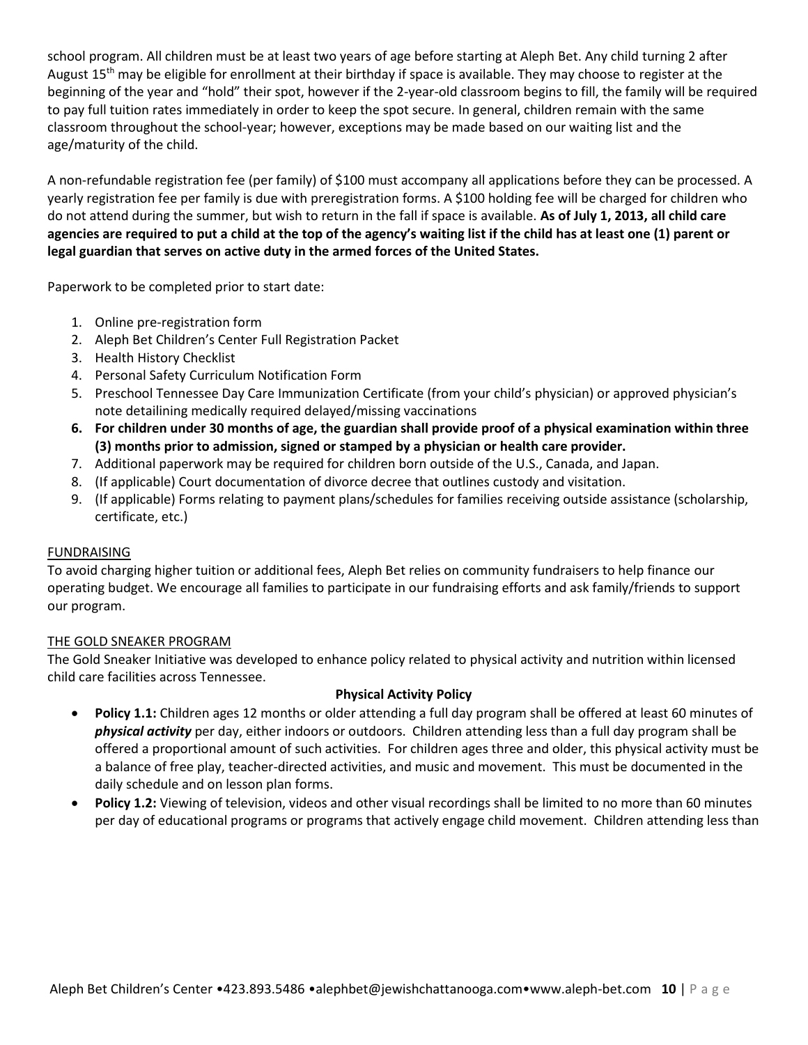school program. All children must be at least two years of age before starting at Aleph Bet. Any child turning 2 after August 15th may be eligible for enrollment at their birthday if space is available. They may choose to register at the beginning of the year and "hold" their spot, however if the 2-year-old classroom begins to fill, the family will be required to pay full tuition rates immediately in order to keep the spot secure. In general, children remain with the same classroom throughout the school-year; however, exceptions may be made based on our waiting list and the age/maturity of the child.

A non-refundable registration fee (per family) of $100 must accompany all applications before they can be processed. A yearly registration fee per family is due with preregistration forms. A $100 holding fee will be charged for children who do not attend during the summer, but wish to return in the fall if space is available. **As of July 1, 2013, all child care agencies are required to put a child at the top of the agency's waiting list if the child has at least one (1) parent or legal guardian that serves on active duty in the armed forces of the United States.**

Paperwork to be completed prior to start date:

1. Online pre-registration form
2. Aleph Bet Children's Center Full Registration Packet
3. Health History Checklist
4. Personal Safety Curriculum Notification Form
5. Preschool Tennessee Day Care Immunization Certificate (from your child's physician) or approved physician's note detailining medically required delayed/missing vaccinations
6. **For children under 30 months of age, the guardian shall provide proof of a physical examination within three (3) months prior to admission, signed or stamped by a physician or health care provider.**
7. Additional paperwork may be required for children born outside of the U.S., Canada, and Japan.
8. (If applicable) Court documentation of divorce decree that outlines custody and visitation.
9. (If applicable) Forms relating to payment plans/schedules for families receiving outside assistance (scholarship, certificate, etc.)

## FUNDRAISING

To avoid charging higher tuition or additional fees, Aleph Bet relies on community fundraisers to help finance our operating budget. We encourage all families to participate in our fundraising efforts and ask family/friends to support our program.

## THE GOLD SNEAKER PROGRAM

The Gold Sneaker Initiative was developed to enhance policy related to physical activity and nutrition within licensed child care facilities across Tennessee.

### Physical Activity Policy

- **Policy 1.1:** Children ages 12 months or older attending a full day program shall be offered at least 60 minutes of ***physical activity*** per day, either indoors or outdoors. Children attending less than a full day program shall be offered a proportional amount of such activities. For children ages three and older, this physical activity must be a balance of free play, teacher-directed activities, and music and movement. This must be documented in the daily schedule and on lesson plan forms.
- **Policy 1.2:** Viewing of television, videos and other visual recordings shall be limited to no more than 60 minutes per day of educational programs or programs that actively engage child movement. Children attending less than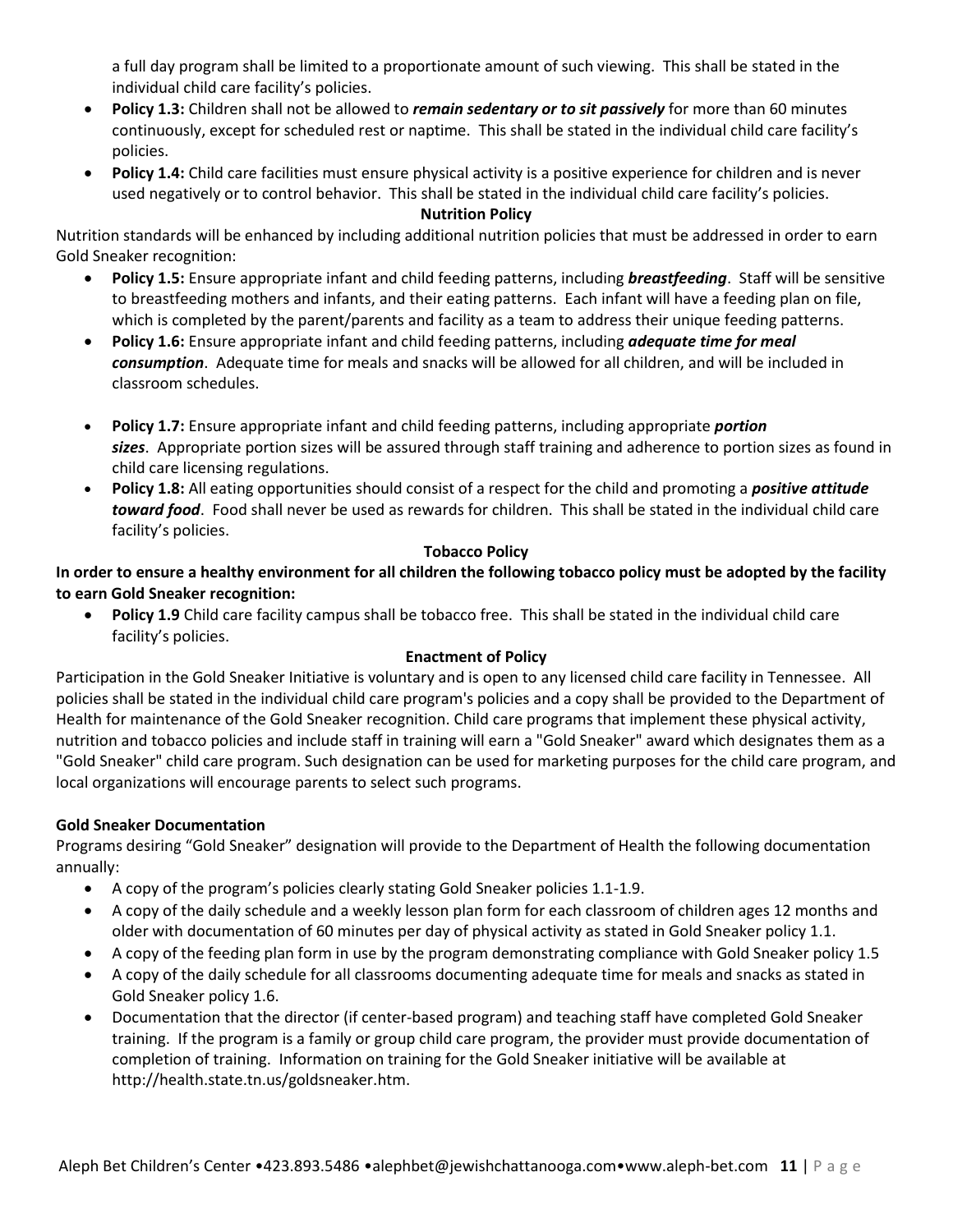a full day program shall be limited to a proportionate amount of such viewing. This shall be stated in the individual child care facility's policies.

- **Policy 1.3:** Children shall not be allowed to ***remain sedentary or to sit passively*** for more than 60 minutes continuously, except for scheduled rest or naptime. This shall be stated in the individual child care facility's policies.
- **Policy 1.4:** Child care facilities must ensure physical activity is a positive experience for children and is never used negatively or to control behavior. This shall be stated in the individual child care facility's policies.

**Nutrition Policy**

Nutrition standards will be enhanced by including additional nutrition policies that must be addressed in order to earn Gold Sneaker recognition:

- **Policy 1.5:** Ensure appropriate infant and child feeding patterns, including ***breastfeeding***. Staff will be sensitive to breastfeeding mothers and infants, and their eating patterns. Each infant will have a feeding plan on file, which is completed by the parent/parents and facility as a team to address their unique feeding patterns.
- **Policy 1.6:** Ensure appropriate infant and child feeding patterns, including ***adequate time for meal consumption***. Adequate time for meals and snacks will be allowed for all children, and will be included in classroom schedules.
- **Policy 1.7:** Ensure appropriate infant and child feeding patterns, including appropriate ***portion sizes***. Appropriate portion sizes will be assured through staff training and adherence to portion sizes as found in child care licensing regulations.
- **Policy 1.8:** All eating opportunities should consist of a respect for the child and promoting a ***positive attitude toward food***. Food shall never be used as rewards for children. This shall be stated in the individual child care facility's policies.

**Tobacco Policy**

**In order to ensure a healthy environment for all children the following tobacco policy must be adopted by the facility to earn Gold Sneaker recognition:**

- **Policy 1.9** Child care facility campus shall be tobacco free. This shall be stated in the individual child care facility's policies.

**Enactment of Policy**

Participation in the Gold Sneaker Initiative is voluntary and is open to any licensed child care facility in Tennessee. All policies shall be stated in the individual child care program's policies and a copy shall be provided to the Department of Health for maintenance of the Gold Sneaker recognition. Child care programs that implement these physical activity, nutrition and tobacco policies and include staff in training will earn a "Gold Sneaker" award which designates them as a "Gold Sneaker" child care program. Such designation can be used for marketing purposes for the child care program, and local organizations will encourage parents to select such programs.

**Gold Sneaker Documentation**

Programs desiring "Gold Sneaker" designation will provide to the Department of Health the following documentation annually:

- A copy of the program's policies clearly stating Gold Sneaker policies 1.1-1.9.
- A copy of the daily schedule and a weekly lesson plan form for each classroom of children ages 12 months and older with documentation of 60 minutes per day of physical activity as stated in Gold Sneaker policy 1.1.
- A copy of the feeding plan form in use by the program demonstrating compliance with Gold Sneaker policy 1.5
- A copy of the daily schedule for all classrooms documenting adequate time for meals and snacks as stated in Gold Sneaker policy 1.6.
- Documentation that the director (if center-based program) and teaching staff have completed Gold Sneaker training. If the program is a family or group child care program, the provider must provide documentation of completion of training. Information on training for the Gold Sneaker initiative will be available at http://health.state.tn.us/goldsneaker.htm.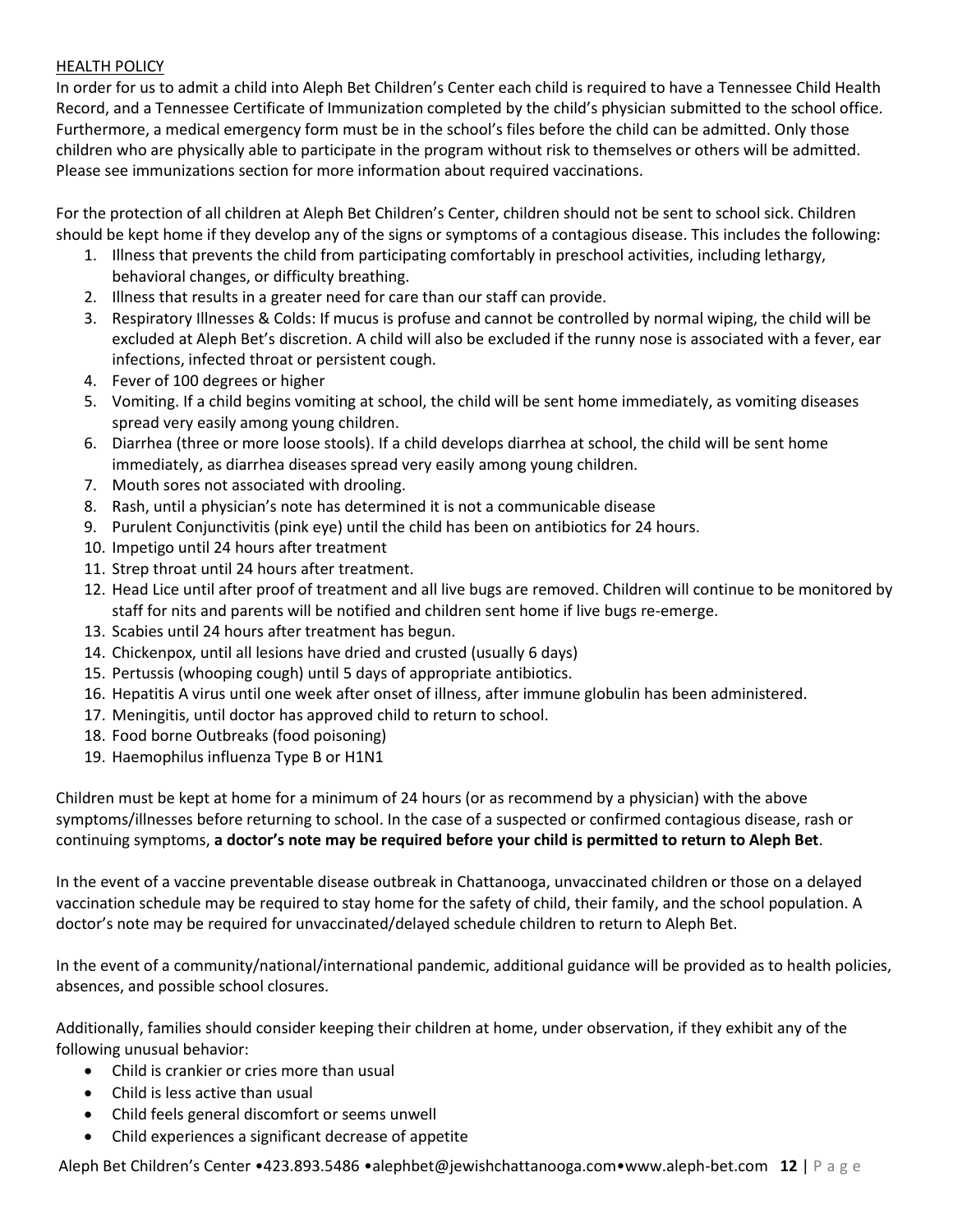## HEALTH POLICY

In order for us to admit a child into Aleph Bet Children's Center each child is required to have a Tennessee Child Health Record, and a Tennessee Certificate of Immunization completed by the child's physician submitted to the school office. Furthermore, a medical emergency form must be in the school's files before the child can be admitted. Only those children who are physically able to participate in the program without risk to themselves or others will be admitted. Please see immunizations section for more information about required vaccinations.

For the protection of all children at Aleph Bet Children's Center, children should not be sent to school sick. Children should be kept home if they develop any of the signs or symptoms of a contagious disease. This includes the following:

1. Illness that prevents the child from participating comfortably in preschool activities, including lethargy, behavioral changes, or difficulty breathing.
2. Illness that results in a greater need for care than our staff can provide.
3. Respiratory Illnesses & Colds: If mucus is profuse and cannot be controlled by normal wiping, the child will be excluded at Aleph Bet's discretion. A child will also be excluded if the runny nose is associated with a fever, ear infections, infected throat or persistent cough.
4. Fever of 100 degrees or higher
5. Vomiting. If a child begins vomiting at school, the child will be sent home immediately, as vomiting diseases spread very easily among young children.
6. Diarrhea (three or more loose stools). If a child develops diarrhea at school, the child will be sent home immediately, as diarrhea diseases spread very easily among young children.
7. Mouth sores not associated with drooling.
8. Rash, until a physician's note has determined it is not a communicable disease
9. Purulent Conjunctivitis (pink eye) until the child has been on antibiotics for 24 hours.
10. Impetigo until 24 hours after treatment
11. Strep throat until 24 hours after treatment.
12. Head Lice until after proof of treatment and all live bugs are removed. Children will continue to be monitored by staff for nits and parents will be notified and children sent home if live bugs re-emerge.
13. Scabies until 24 hours after treatment has begun.
14. Chickenpox, until all lesions have dried and crusted (usually 6 days)
15. Pertussis (whooping cough) until 5 days of appropriate antibiotics.
16. Hepatitis A virus until one week after onset of illness, after immune globulin has been administered.
17. Meningitis, until doctor has approved child to return to school.
18. Food borne Outbreaks (food poisoning)
19. Haemophilus influenza Type B or H1N1

Children must be kept at home for a minimum of 24 hours (or as recommend by a physician) with the above symptoms/illnesses before returning to school. In the case of a suspected or confirmed contagious disease, rash or continuing symptoms, **a doctor's note may be required before your child is permitted to return to Aleph Bet**.

In the event of a vaccine preventable disease outbreak in Chattanooga, unvaccinated children or those on a delayed vaccination schedule may be required to stay home for the safety of child, their family, and the school population. A doctor's note may be required for unvaccinated/delayed schedule children to return to Aleph Bet.

In the event of a community/national/international pandemic, additional guidance will be provided as to health policies, absences, and possible school closures.

Additionally, families should consider keeping their children at home, under observation, if they exhibit any of the following unusual behavior:

- Child is crankier or cries more than usual
- Child is less active than usual
- Child feels general discomfort or seems unwell
- Child experiences a significant decrease of appetite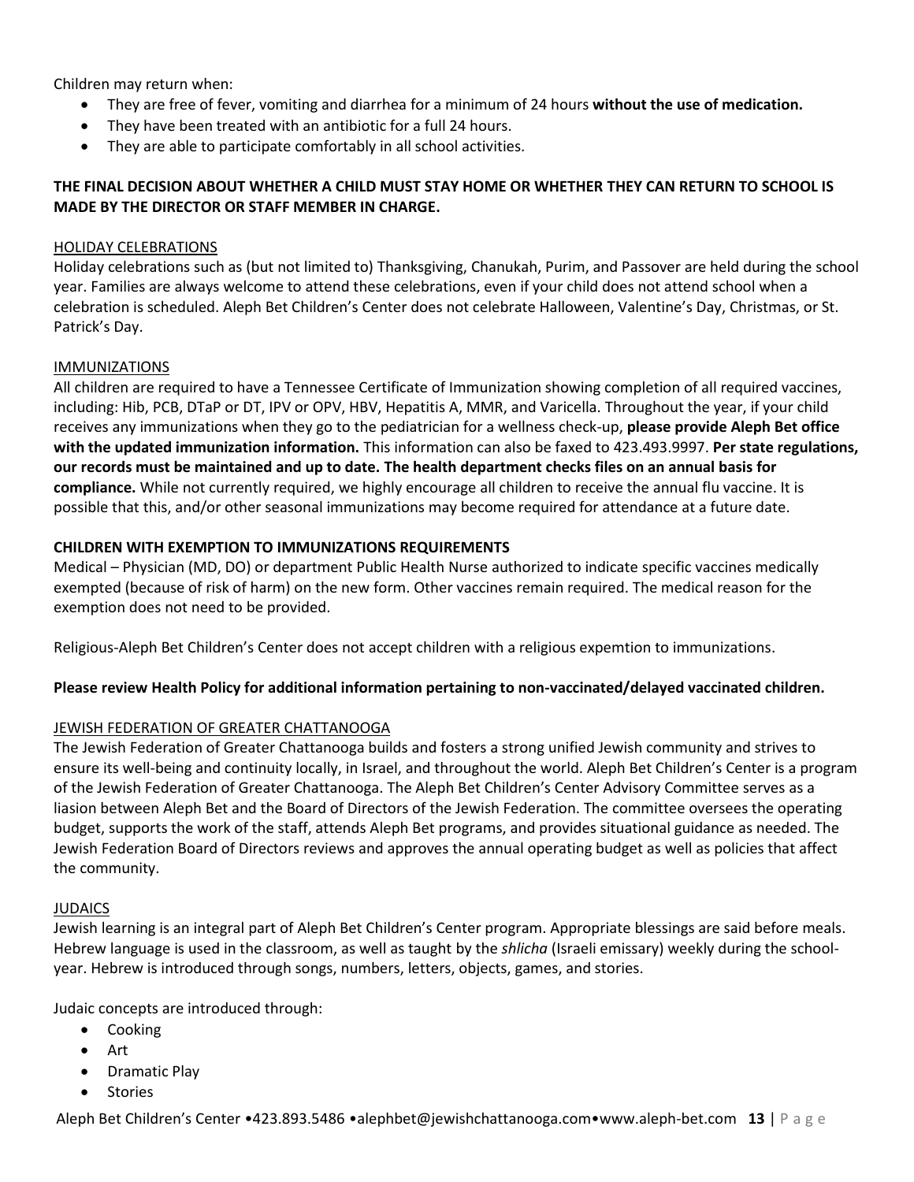Children may return when:

- They are free of fever, vomiting and diarrhea for a minimum of 24 hours **without the use of medication.**
- They have been treated with an antibiotic for a full 24 hours.
- They are able to participate comfortably in all school activities.

**THE FINAL DECISION ABOUT WHETHER A CHILD MUST STAY HOME OR WHETHER THEY CAN RETURN TO SCHOOL IS MADE BY THE DIRECTOR OR STAFF MEMBER IN CHARGE.**

HOLIDAY CELEBRATIONS

Holiday celebrations such as (but not limited to) Thanksgiving, Chanukah, Purim, and Passover are held during the school year. Families are always welcome to attend these celebrations, even if your child does not attend school when a celebration is scheduled. Aleph Bet Children's Center does not celebrate Halloween, Valentine's Day, Christmas, or St. Patrick's Day.

IMMUNIZATIONS

All children are required to have a Tennessee Certificate of Immunization showing completion of all required vaccines, including: Hib, PCB, DTaP or DT, IPV or OPV, HBV, Hepatitis A, MMR, and Varicella. Throughout the year, if your child receives any immunizations when they go to the pediatrician for a wellness check-up, **please provide Aleph Bet office with the updated immunization information.** This information can also be faxed to 423.493.9997. **Per state regulations, our records must be maintained and up to date. The health department checks files on an annual basis for compliance.** While not currently required, we highly encourage all children to receive the annual flu vaccine. It is possible that this, and/or other seasonal immunizations may become required for attendance at a future date.

**CHILDREN WITH EXEMPTION TO IMMUNIZATIONS REQUIREMENTS**

Medical – Physician (MD, DO) or department Public Health Nurse authorized to indicate specific vaccines medically exempted (because of risk of harm) on the new form. Other vaccines remain required. The medical reason for the exemption does not need to be provided.

Religious-Aleph Bet Children's Center does not accept children with a religious expemtion to immunizations.

**Please review Health Policy for additional information pertaining to non-vaccinated/delayed vaccinated children.**

JEWISH FEDERATION OF GREATER CHATTANOOGA

The Jewish Federation of Greater Chattanooga builds and fosters a strong unified Jewish community and strives to ensure its well-being and continuity locally, in Israel, and throughout the world. Aleph Bet Children's Center is a program of the Jewish Federation of Greater Chattanooga. The Aleph Bet Children's Center Advisory Committee serves as a liasion between Aleph Bet and the Board of Directors of the Jewish Federation. The committee oversees the operating budget, supports the work of the staff, attends Aleph Bet programs, and provides situational guidance as needed. The Jewish Federation Board of Directors reviews and approves the annual operating budget as well as policies that affect the community.

JUDAICS

Jewish learning is an integral part of Aleph Bet Children's Center program. Appropriate blessings are said before meals. Hebrew language is used in the classroom, as well as taught by the *shlicha* (Israeli emissary) weekly during the school-year. Hebrew is introduced through songs, numbers, letters, objects, games, and stories.

Judaic concepts are introduced through:

- Cooking
- Art
- Dramatic Play
- Stories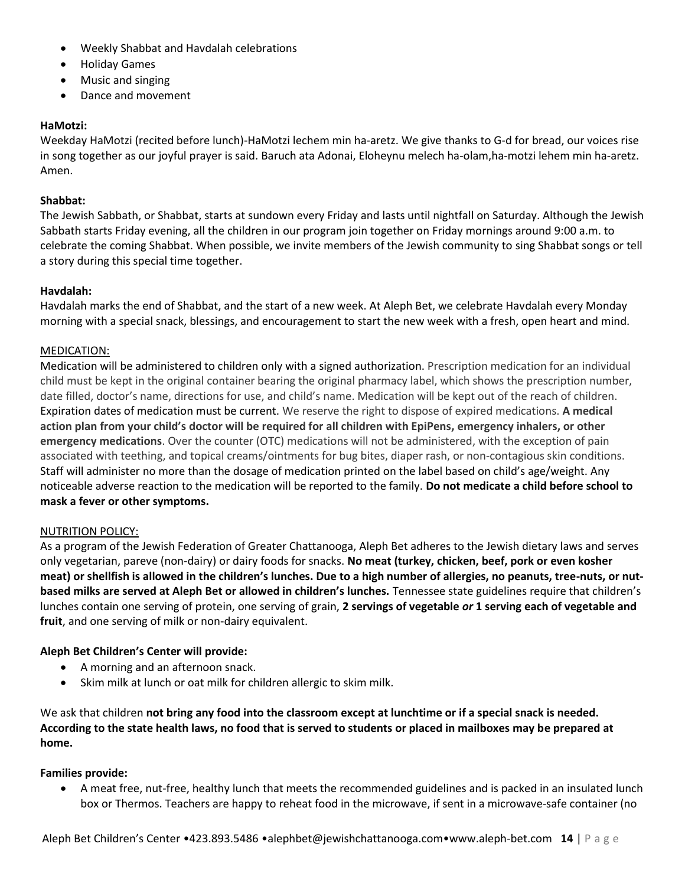- Weekly Shabbat and Havdalah celebrations
- Holiday Games
- Music and singing
- Dance and movement

**HaMotzi:**

Weekday HaMotzi (recited before lunch)-HaMotzi lechem min ha-aretz. We give thanks to G-d for bread, our voices rise in song together as our joyful prayer is said. Baruch ata Adonai, Eloheynu melech ha-olam,ha-motzi lehem min ha-aretz. Amen.

**Shabbat:**

The Jewish Sabbath, or Shabbat, starts at sundown every Friday and lasts until nightfall on Saturday. Although the Jewish Sabbath starts Friday evening, all the children in our program join together on Friday mornings around 9:00 a.m. to celebrate the coming Shabbat. When possible, we invite members of the Jewish community to sing Shabbat songs or tell a story during this special time together.

**Havdalah:**

Havdalah marks the end of Shabbat, and the start of a new week. At Aleph Bet, we celebrate Havdalah every Monday morning with a special snack, blessings, and encouragement to start the new week with a fresh, open heart and mind.

MEDICATION:

Medication will be administered to children only with a signed authorization. Prescription medication for an individual child must be kept in the original container bearing the original pharmacy label, which shows the prescription number, date filled, doctor's name, directions for use, and child's name. Medication will be kept out of the reach of children. Expiration dates of medication must be current. We reserve the right to dispose of expired medications. **A medical action plan from your child's doctor will be required for all children with EpiPens, emergency inhalers, or other emergency medications**. Over the counter (OTC) medications will not be administered, with the exception of pain associated with teething, and topical creams/ointments for bug bites, diaper rash, or non-contagious skin conditions. Staff will administer no more than the dosage of medication printed on the label based on child's age/weight. Any noticeable adverse reaction to the medication will be reported to the family. **Do not medicate a child before school to mask a fever or other symptoms.**

NUTRITION POLICY:

As a program of the Jewish Federation of Greater Chattanooga, Aleph Bet adheres to the Jewish dietary laws and serves only vegetarian, pareve (non-dairy) or dairy foods for snacks. **No meat (turkey, chicken, beef, pork or even kosher meat) or shellfish is allowed in the children's lunches. Due to a high number of allergies, no peanuts, tree-nuts, or nut-based milks are served at Aleph Bet or allowed in children's lunches.** Tennessee state guidelines require that children's lunches contain one serving of protein, one serving of grain, **2 servings of vegetable *or* 1 serving each of vegetable and fruit**, and one serving of milk or non-dairy equivalent.

**Aleph Bet Children's Center will provide:**

- A morning and an afternoon snack.
- Skim milk at lunch or oat milk for children allergic to skim milk.

We ask that children **not bring any food into the classroom except at lunchtime or if a special snack is needed. According to the state health laws, no food that is served to students or placed in mailboxes may be prepared at home.**

**Families provide:**

- A meat free, nut-free, healthy lunch that meets the recommended guidelines and is packed in an insulated lunch box or Thermos. Teachers are happy to reheat food in the microwave, if sent in a microwave-safe container (no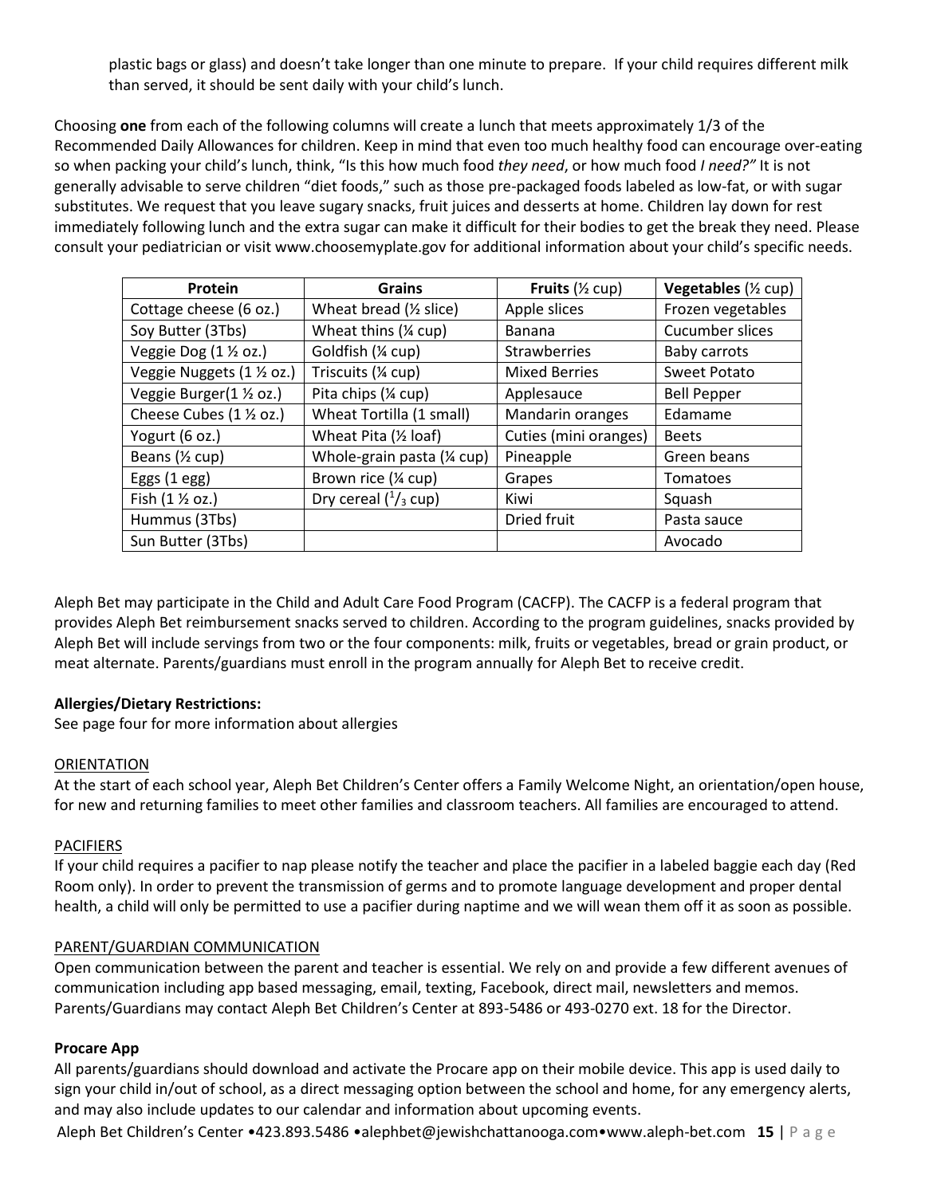plastic bags or glass) and doesn't take longer than one minute to prepare. If your child requires different milk than served, it should be sent daily with your child's lunch.

Choosing **one** from each of the following columns will create a lunch that meets approximately 1/3 of the Recommended Daily Allowances for children. Keep in mind that even too much healthy food can encourage over-eating so when packing your child's lunch, think, "Is this how much food *they need*, or how much food *I need?"* It is not generally advisable to serve children "diet foods," such as those pre-packaged foods labeled as low-fat, or with sugar substitutes. We request that you leave sugary snacks, fruit juices and desserts at home. Children lay down for rest immediately following lunch and the extra sugar can make it difficult for their bodies to get the break they need. Please consult your pediatrician or visit www.choosemyplate.gov for additional information about your child's specific needs.

| **Protein** | **Grains** | **Fruits** (½ cup) | **Vegetables** (½ cup) |
|---|---|---|---|
| Cottage cheese (6 oz.) | Wheat bread (½ slice) | Apple slices | Frozen vegetables |
| Soy Butter (3Tbs) | Wheat thins (¼ cup) | Banana | Cucumber slices |
| Veggie Dog (1 ½ oz.) | Goldfish (¼ cup) | Strawberries | Baby carrots |
| Veggie Nuggets (1 ½ oz.) | Triscuits (¼ cup) | Mixed Berries | Sweet Potato |
| Veggie Burger(1 ½ oz.) | Pita chips (¼ cup) | Applesauce | Bell Pepper |
| Cheese Cubes (1 ½ oz.) | Wheat Tortilla (1 small) | Mandarin oranges | Edamame |
| Yogurt (6 oz.) | Wheat Pita (½ loaf) | Cuties (mini oranges) | Beets |
| Beans (½ cup) | Whole-grain pasta (¼ cup) | Pineapple | Green beans |
| Eggs (1 egg) | Brown rice (¼ cup) | Grapes | Tomatoes |
| Fish (1 ½ oz.) | Dry cereal ($^1/_3$ cup) | Kiwi | Squash |
| Hummus (3Tbs) | | Dried fruit | Pasta sauce |
| Sun Butter (3Tbs) | | | Avocado |

Aleph Bet may participate in the Child and Adult Care Food Program (CACFP). The CACFP is a federal program that provides Aleph Bet reimbursement snacks served to children. According to the program guidelines, snacks provided by Aleph Bet will include servings from two or the four components: milk, fruits or vegetables, bread or grain product, or meat alternate. Parents/guardians must enroll in the program annually for Aleph Bet to receive credit.

**Allergies/Dietary Restrictions:**
See page four for more information about allergies

ORIENTATION

At the start of each school year, Aleph Bet Children's Center offers a Family Welcome Night, an orientation/open house, for new and returning families to meet other families and classroom teachers. All families are encouraged to attend.

PACIFIERS

If your child requires a pacifier to nap please notify the teacher and place the pacifier in a labeled baggie each day (Red Room only). In order to prevent the transmission of germs and to promote language development and proper dental health, a child will only be permitted to use a pacifier during naptime and we will wean them off it as soon as possible.

PARENT/GUARDIAN COMMUNICATION

Open communication between the parent and teacher is essential. We rely on and provide a few different avenues of communication including app based messaging, email, texting, Facebook, direct mail, newsletters and memos. Parents/Guardians may contact Aleph Bet Children's Center at 893-5486 or 493-0270 ext. 18 for the Director.

**Procare App**

All parents/guardians should download and activate the Procare app on their mobile device. This app is used daily to sign your child in/out of school, as a direct messaging option between the school and home, for any emergency alerts, and may also include updates to our calendar and information about upcoming events.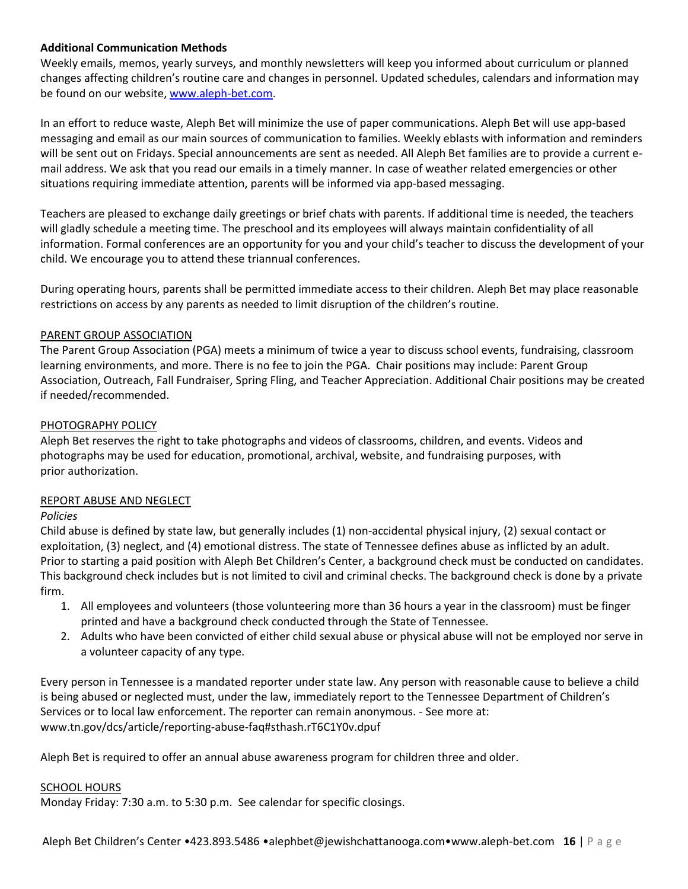**Additional Communication Methods**

Weekly emails, memos, yearly surveys, and monthly newsletters will keep you informed about curriculum or planned changes affecting children's routine care and changes in personnel. Updated schedules, calendars and information may be found on our website, [www.aleph-bet.com](http://www.aleph-bet.com).

In an effort to reduce waste, Aleph Bet will minimize the use of paper communications. Aleph Bet will use app-based messaging and email as our main sources of communication to families. Weekly eblasts with information and reminders will be sent out on Fridays. Special announcements are sent as needed. All Aleph Bet families are to provide a current e-mail address. We ask that you read our emails in a timely manner. In case of weather related emergencies or other situations requiring immediate attention, parents will be informed via app-based messaging.

Teachers are pleased to exchange daily greetings or brief chats with parents. If additional time is needed, the teachers will gladly schedule a meeting time. The preschool and its employees will always maintain confidentiality of all information. Formal conferences are an opportunity for you and your child's teacher to discuss the development of your child. We encourage you to attend these triannual conferences.

During operating hours, parents shall be permitted immediate access to their children. Aleph Bet may place reasonable restrictions on access by any parents as needed to limit disruption of the children's routine.

## PARENT GROUP ASSOCIATION

The Parent Group Association (PGA) meets a minimum of twice a year to discuss school events, fundraising, classroom learning environments, and more. There is no fee to join the PGA. Chair positions may include: Parent Group Association, Outreach, Fall Fundraiser, Spring Fling, and Teacher Appreciation. Additional Chair positions may be created if needed/recommended.

## PHOTOGRAPHY POLICY

Aleph Bet reserves the right to take photographs and videos of classrooms, children, and events. Videos and photographs may be used for education, promotional, archival, website, and fundraising purposes, with prior authorization.

## REPORT ABUSE AND NEGLECT

*Policies*

Child abuse is defined by state law, but generally includes (1) non-accidental physical injury, (2) sexual contact or exploitation, (3) neglect, and (4) emotional distress. The state of Tennessee defines abuse as inflicted by an adult. Prior to starting a paid position with Aleph Bet Children's Center, a background check must be conducted on candidates. This background check includes but is not limited to civil and criminal checks. The background check is done by a private firm.

1. All employees and volunteers (those volunteering more than 36 hours a year in the classroom) must be finger printed and have a background check conducted through the State of Tennessee.
2. Adults who have been convicted of either child sexual abuse or physical abuse will not be employed nor serve in a volunteer capacity of any type.

Every person in Tennessee is a mandated reporter under state law. Any person with reasonable cause to believe a child is being abused or neglected must, under the law, immediately report to the Tennessee Department of Children's Services or to local law enforcement. The reporter can remain anonymous. - See more at: www.tn.gov/dcs/article/reporting-abuse-faq#sthash.rT6C1Y0v.dpuf

Aleph Bet is required to offer an annual abuse awareness program for children three and older.

## SCHOOL HOURS

Monday Friday: 7:30 a.m. to 5:30 p.m. See calendar for specific closings.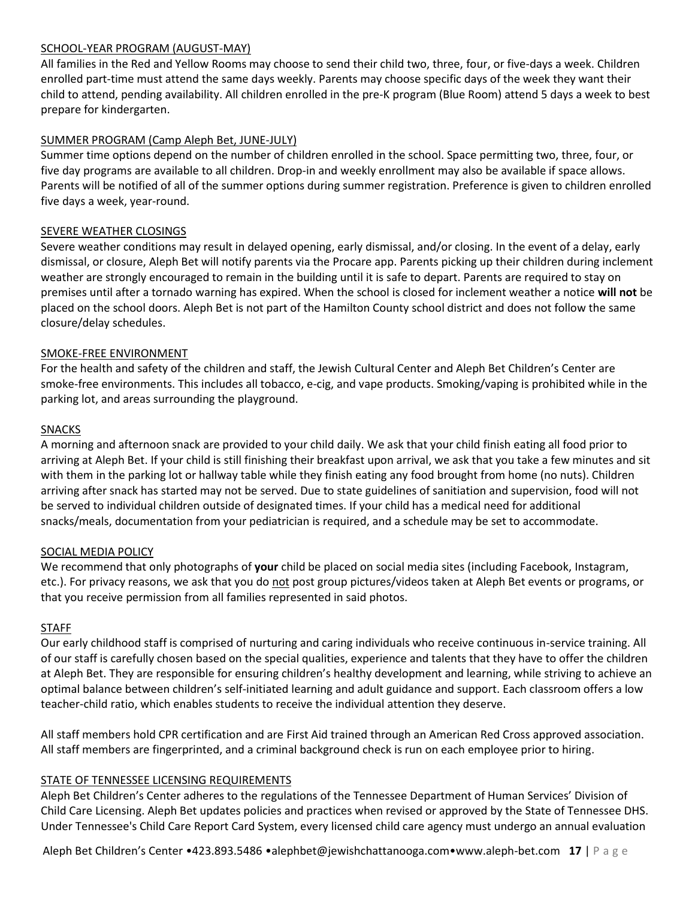## SCHOOL-YEAR PROGRAM (AUGUST-MAY)

All families in the Red and Yellow Rooms may choose to send their child two, three, four, or five-days a week. Children enrolled part-time must attend the same days weekly. Parents may choose specific days of the week they want their child to attend, pending availability. All children enrolled in the pre-K program (Blue Room) attend 5 days a week to best prepare for kindergarten.

## SUMMER PROGRAM (Camp Aleph Bet, JUNE-JULY)

Summer time options depend on the number of children enrolled in the school. Space permitting two, three, four, or five day programs are available to all children. Drop-in and weekly enrollment may also be available if space allows. Parents will be notified of all of the summer options during summer registration. Preference is given to children enrolled five days a week, year-round.

## SEVERE WEATHER CLOSINGS

Severe weather conditions may result in delayed opening, early dismissal, and/or closing. In the event of a delay, early dismissal, or closure, Aleph Bet will notify parents via the Procare app. Parents picking up their children during inclement weather are strongly encouraged to remain in the building until it is safe to depart. Parents are required to stay on premises until after a tornado warning has expired. When the school is closed for inclement weather a notice **will not** be placed on the school doors. Aleph Bet is not part of the Hamilton County school district and does not follow the same closure/delay schedules.

## SMOKE-FREE ENVIRONMENT

For the health and safety of the children and staff, the Jewish Cultural Center and Aleph Bet Children's Center are smoke-free environments. This includes all tobacco, e-cig, and vape products. Smoking/vaping is prohibited while in the parking lot, and areas surrounding the playground.

## SNACKS

A morning and afternoon snack are provided to your child daily. We ask that your child finish eating all food prior to arriving at Aleph Bet. If your child is still finishing their breakfast upon arrival, we ask that you take a few minutes and sit with them in the parking lot or hallway table while they finish eating any food brought from home (no nuts). Children arriving after snack has started may not be served. Due to state guidelines of sanitiation and supervision, food will not be served to individual children outside of designated times. If your child has a medical need for additional snacks/meals, documentation from your pediatrician is required, and a schedule may be set to accommodate.

## SOCIAL MEDIA POLICY

We recommend that only photographs of **your** child be placed on social media sites (including Facebook, Instagram, etc.). For privacy reasons, we ask that you do not post group pictures/videos taken at Aleph Bet events or programs, or that you receive permission from all families represented in said photos.

## STAFF

Our early childhood staff is comprised of nurturing and caring individuals who receive continuous in-service training. All of our staff is carefully chosen based on the special qualities, experience and talents that they have to offer the children at Aleph Bet. They are responsible for ensuring children's healthy development and learning, while striving to achieve an optimal balance between children's self-initiated learning and adult guidance and support. Each classroom offers a low teacher-child ratio, which enables students to receive the individual attention they deserve.

All staff members hold CPR certification and are First Aid trained through an American Red Cross approved association. All staff members are fingerprinted, and a criminal background check is run on each employee prior to hiring.

## STATE OF TENNESSEE LICENSING REQUIREMENTS

Aleph Bet Children's Center adheres to the regulations of the Tennessee Department of Human Services' Division of Child Care Licensing. Aleph Bet updates policies and practices when revised or approved by the State of Tennessee DHS. Under Tennessee's Child Care Report Card System, every licensed child care agency must undergo an annual evaluation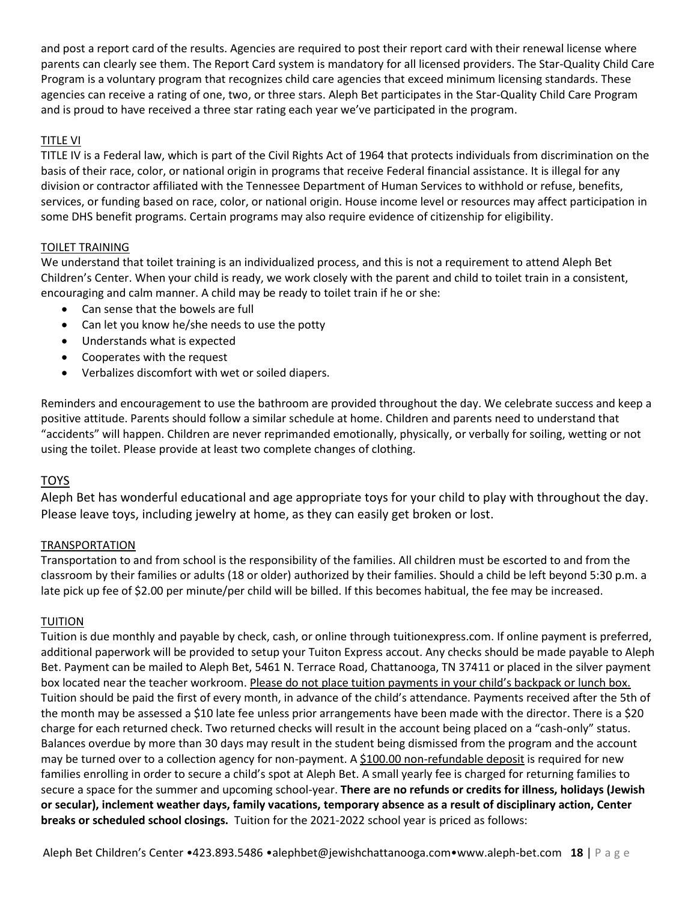and post a report card of the results. Agencies are required to post their report card with their renewal license where parents can clearly see them. The Report Card system is mandatory for all licensed providers. The Star-Quality Child Care Program is a voluntary program that recognizes child care agencies that exceed minimum licensing standards. These agencies can receive a rating of one, two, or three stars. Aleph Bet participates in the Star-Quality Child Care Program and is proud to have received a three star rating each year we've participated in the program.

## TITLE VI

TITLE IV is a Federal law, which is part of the Civil Rights Act of 1964 that protects individuals from discrimination on the basis of their race, color, or national origin in programs that receive Federal financial assistance. It is illegal for any division or contractor affiliated with the Tennessee Department of Human Services to withhold or refuse, benefits, services, or funding based on race, color, or national origin. House income level or resources may affect participation in some DHS benefit programs. Certain programs may also require evidence of citizenship for eligibility.

## TOILET TRAINING

We understand that toilet training is an individualized process, and this is not a requirement to attend Aleph Bet Children's Center. When your child is ready, we work closely with the parent and child to toilet train in a consistent, encouraging and calm manner. A child may be ready to toilet train if he or she:

- Can sense that the bowels are full
- Can let you know he/she needs to use the potty
- Understands what is expected
- Cooperates with the request
- Verbalizes discomfort with wet or soiled diapers.

Reminders and encouragement to use the bathroom are provided throughout the day. We celebrate success and keep a positive attitude. Parents should follow a similar schedule at home. Children and parents need to understand that "accidents" will happen. Children are never reprimanded emotionally, physically, or verbally for soiling, wetting or not using the toilet. Please provide at least two complete changes of clothing.

## TOYS

Aleph Bet has wonderful educational and age appropriate toys for your child to play with throughout the day. Please leave toys, including jewelry at home, as they can easily get broken or lost.

## TRANSPORTATION

Transportation to and from school is the responsibility of the families. All children must be escorted to and from the classroom by their families or adults (18 or older) authorized by their families. Should a child be left beyond 5:30 p.m. a late pick up fee of $2.00 per minute/per child will be billed. If this becomes habitual, the fee may be increased.

## TUITION

Tuition is due monthly and payable by check, cash, or online through tuitionexpress.com. If online payment is preferred, additional paperwork will be provided to setup your Tuiton Express accout. Any checks should be made payable to Aleph Bet. Payment can be mailed to Aleph Bet, 5461 N. Terrace Road, Chattanooga, TN 37411 or placed in the silver payment box located near the teacher workroom. Please do not place tuition payments in your child's backpack or lunch box. Tuition should be paid the first of every month, in advance of the child's attendance. Payments received after the 5th of the month may be assessed a $10 late fee unless prior arrangements have been made with the director. There is a $20 charge for each returned check. Two returned checks will result in the account being placed on a "cash-only" status. Balances overdue by more than 30 days may result in the student being dismissed from the program and the account may be turned over to a collection agency for non-payment. A $100.00 non-refundable deposit is required for new families enrolling in order to secure a child's spot at Aleph Bet. A small yearly fee is charged for returning families to secure a space for the summer and upcoming school-year. **There are no refunds or credits for illness, holidays (Jewish or secular), inclement weather days, family vacations, temporary absence as a result of disciplinary action, Center breaks or scheduled school closings.** Tuition for the 2021-2022 school year is priced as follows: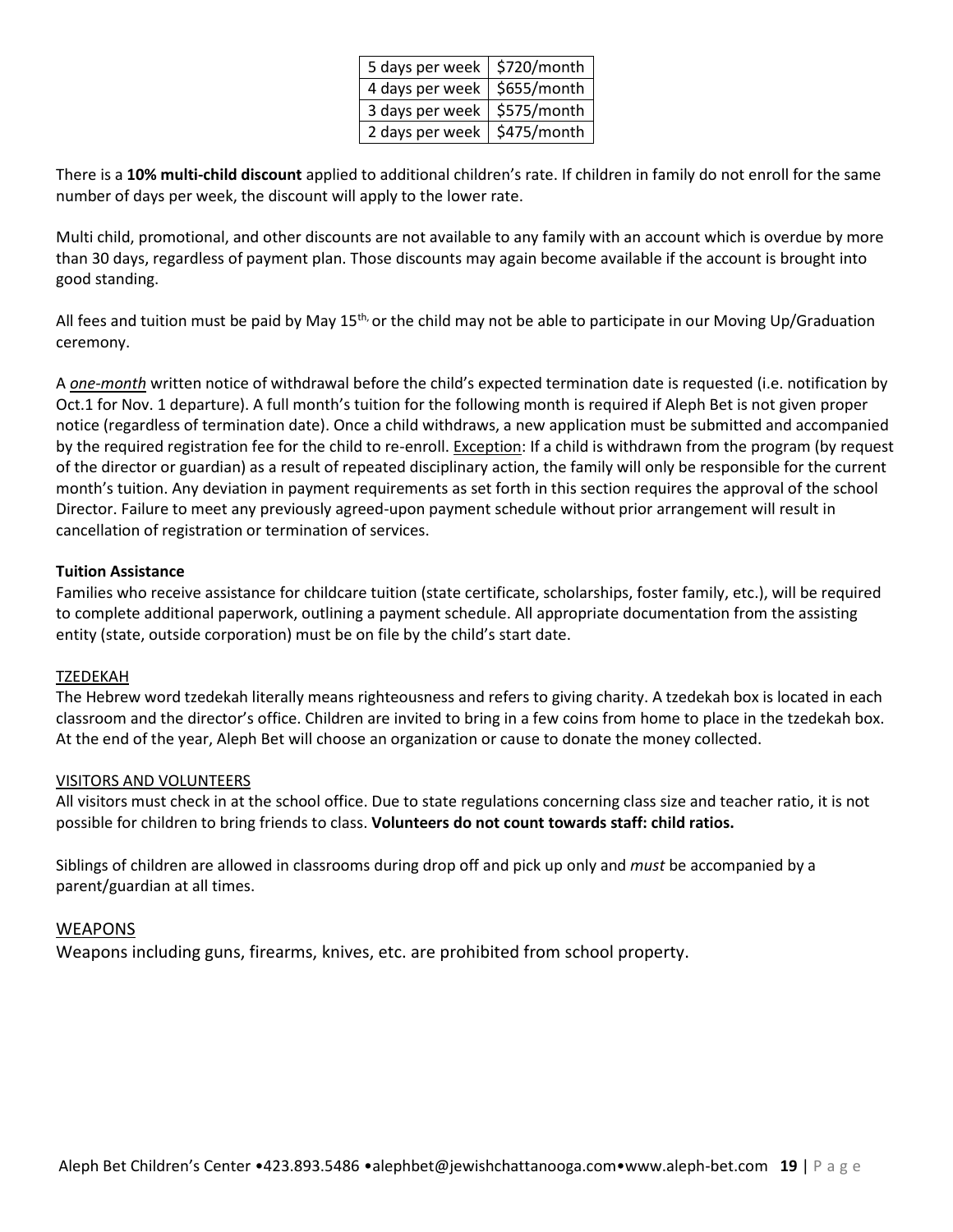| 5 days per week | $720/month |
|---|---|
| 4 days per week | $655/month |
| 3 days per week | $575/month |
| 2 days per week | $475/month |

There is a **10% multi-child discount** applied to additional children's rate. If children in family do not enroll for the same number of days per week, the discount will apply to the lower rate.

Multi child, promotional, and other discounts are not available to any family with an account which is overdue by more than 30 days, regardless of payment plan. Those discounts may again become available if the account is brought into good standing.

All fees and tuition must be paid by May 15th, or the child may not be able to participate in our Moving Up/Graduation ceremony.

A ***one-month*** written notice of withdrawal before the child's expected termination date is requested (i.e. notification by Oct.1 for Nov. 1 departure). A full month's tuition for the following month is required if Aleph Bet is not given proper notice (regardless of termination date). Once a child withdraws, a new application must be submitted and accompanied by the required registration fee for the child to re-enroll. Exception: If a child is withdrawn from the program (by request of the director or guardian) as a result of repeated disciplinary action, the family will only be responsible for the current month's tuition. Any deviation in payment requirements as set forth in this section requires the approval of the school Director. Failure to meet any previously agreed-upon payment schedule without prior arrangement will result in cancellation of registration or termination of services.

**Tuition Assistance**

Families who receive assistance for childcare tuition (state certificate, scholarships, foster family, etc.), will be required to complete additional paperwork, outlining a payment schedule. All appropriate documentation from the assisting entity (state, outside corporation) must be on file by the child's start date.

## TZEDEKAH

The Hebrew word tzedekah literally means righteousness and refers to giving charity. A tzedekah box is located in each classroom and the director's office. Children are invited to bring in a few coins from home to place in the tzedekah box. At the end of the year, Aleph Bet will choose an organization or cause to donate the money collected.

## VISITORS AND VOLUNTEERS

All visitors must check in at the school office. Due to state regulations concerning class size and teacher ratio, it is not possible for children to bring friends to class. **Volunteers do not count towards staff: child ratios.**

Siblings of children are allowed in classrooms during drop off and pick up only and *must* be accompanied by a parent/guardian at all times.

## WEAPONS

Weapons including guns, firearms, knives, etc. are prohibited from school property.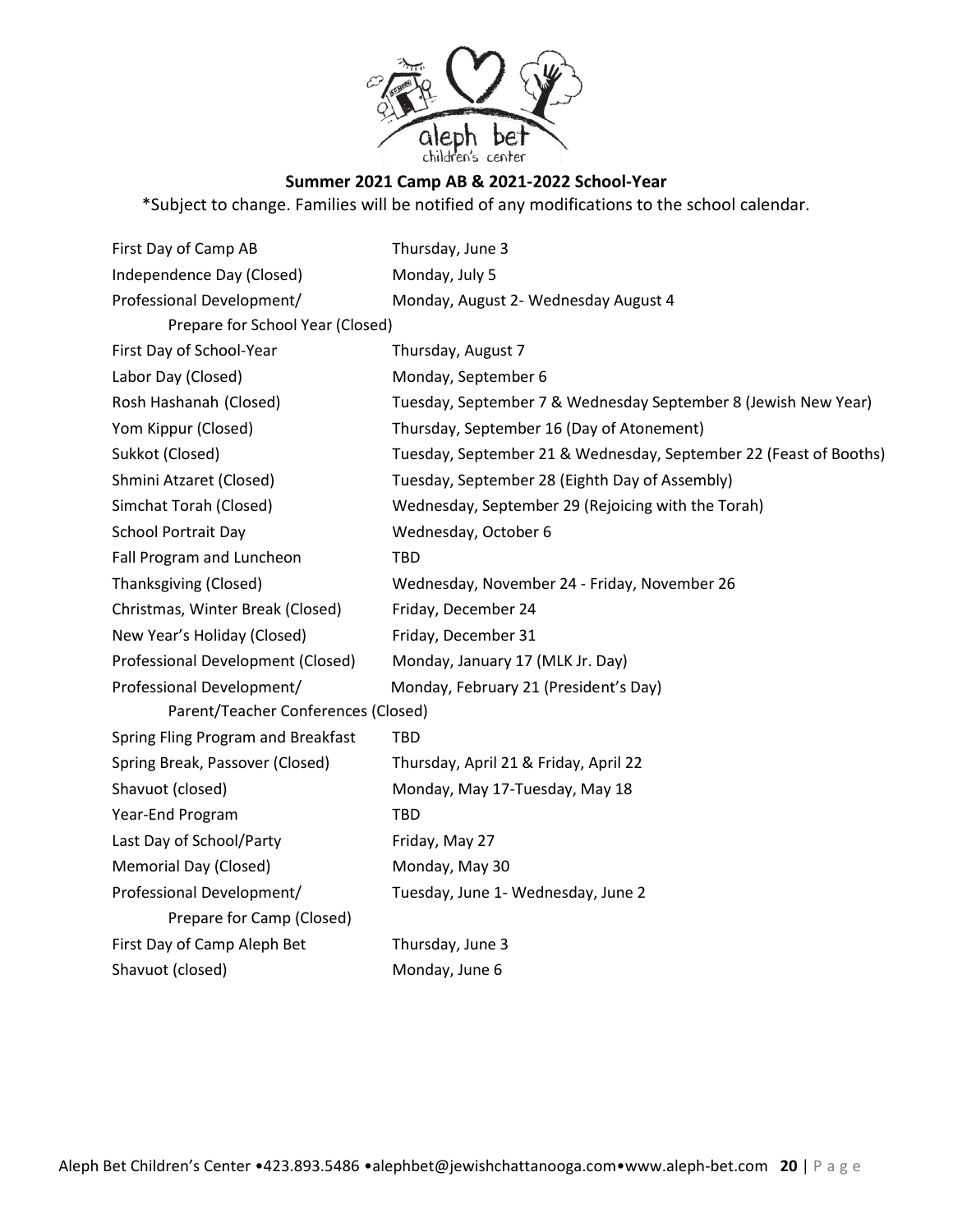**Summer 2021 Camp AB & 2021-2022 School-Year**

*Subject to change. Families will be notified of any modifications to the school calendar.

| | |
|---|---|
| First Day of Camp AB | Thursday, June 3 |
| Independence Day (Closed) | Monday, July 5 |
| Professional Development/ Prepare for School Year (Closed) | Monday, August 2- Wednesday August 4 |
| First Day of School-Year | Thursday, August 7 |
| Labor Day (Closed) | Monday, September 6 |
| Rosh Hashanah (Closed) | Tuesday, September 7 & Wednesday September 8 (Jewish New Year) |
| Yom Kippur (Closed) | Thursday, September 16 (Day of Atonement) |
| Sukkot (Closed) | Tuesday, September 21 & Wednesday, September 22 (Feast of Booths) |
| Shmini Atzaret (Closed) | Tuesday, September 28 (Eighth Day of Assembly) |
| Simchat Torah (Closed) | Wednesday, September 29 (Rejoicing with the Torah) |
| School Portrait Day | Wednesday, October 6 |
| Fall Program and Luncheon | TBD |
| Thanksgiving (Closed) | Wednesday, November 24 - Friday, November 26 |
| Christmas, Winter Break (Closed) | Friday, December 24 |
| New Year's Holiday (Closed) | Friday, December 31 |
| Professional Development (Closed) | Monday, January 17 (MLK Jr. Day) |
| Professional Development/ Parent/Teacher Conferences (Closed) | Monday, February 21 (President's Day) |
| Spring Fling Program and Breakfast | TBD |
| Spring Break, Passover (Closed) | Thursday, April 21 & Friday, April 22 |
| Shavuot (closed) | Monday, May 17-Tuesday, May 18 |
| Year-End Program | TBD |
| Last Day of School/Party | Friday, May 27 |
| Memorial Day (Closed) | Monday, May 30 |
| Professional Development/ Prepare for Camp (Closed) | Tuesday, June 1- Wednesday, June 2 |
| First Day of Camp Aleph Bet | Thursday, June 3 |
| Shavuot (closed) | Monday, June 6 |

Aleph Bet Children's Center •423.893.5486 •alephbet@jewishchattanooga.com•www.aleph-bet.com